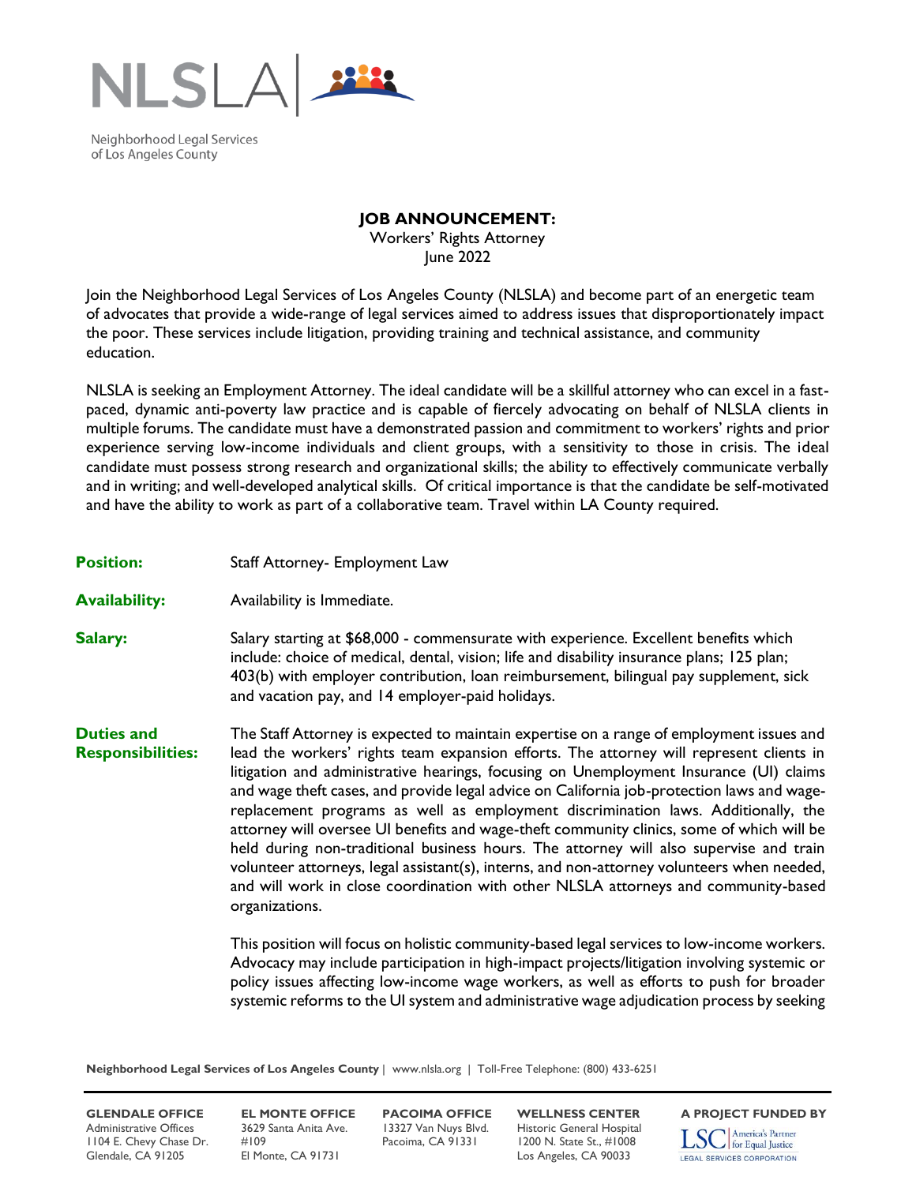NLSLA

Neighborhood Legal Services of Los Angeles County

**JOB ANNOUNCEMENT:**
Workers' Rights Attorney
June 2022

Join the Neighborhood Legal Services of Los Angeles County (NLSLA) and become part of an energetic team of advocates that provide a wide-range of legal services aimed to address issues that disproportionately impact the poor. These services include litigation, providing training and technical assistance, and community education.

NLSLA is seeking an Employment Attorney. The ideal candidate will be a skillful attorney who can excel in a fast-paced, dynamic anti-poverty law practice and is capable of fiercely advocating on behalf of NLSLA clients in multiple forums. The candidate must have a demonstrated passion and commitment to workers' rights and prior experience serving low-income individuals and client groups, with a sensitivity to those in crisis. The ideal candidate must possess strong research and organizational skills; the ability to effectively communicate verbally and in writing; and well-developed analytical skills. Of critical importance is that the candidate be self-motivated and have the ability to work as part of a collaborative team. Travel within LA County required.

**Position:** Staff Attorney- Employment Law

**Availability:** Availability is Immediate.

**Salary:** Salary starting at $68,000 - commensurate with experience. Excellent benefits which include: choice of medical, dental, vision; life and disability insurance plans; 125 plan; 403(b) with employer contribution, loan reimbursement, bilingual pay supplement, sick and vacation pay, and 14 employer-paid holidays.

**Duties and Responsibilities:** The Staff Attorney is expected to maintain expertise on a range of employment issues and lead the workers' rights team expansion efforts. The attorney will represent clients in litigation and administrative hearings, focusing on Unemployment Insurance (UI) claims and wage theft cases, and provide legal advice on California job-protection laws and wage-replacement programs as well as employment discrimination laws. Additionally, the attorney will oversee UI benefits and wage-theft community clinics, some of which will be held during non-traditional business hours. The attorney will also supervise and train volunteer attorneys, legal assistant(s), interns, and non-attorney volunteers when needed, and will work in close coordination with other NLSLA attorneys and community-based organizations.

This position will focus on holistic community-based legal services to low-income workers. Advocacy may include participation in high-impact projects/litigation involving systemic or policy issues affecting low-income wage workers, as well as efforts to push for broader systemic reforms to the UI system and administrative wage adjudication process by seeking

**Neighborhood Legal Services of Los Angeles County** | www.nlsla.org | Toll-Free Telephone: (800) 433-6251

**GLENDALE OFFICE**
Administrative Offices
1104 E. Chevy Chase Dr.
Glendale, CA 91205

**EL MONTE OFFICE**
3629 Santa Anita Ave.
#109
El Monte, CA 91731

**PACOIMA OFFICE**
13327 Van Nuys Blvd.
Pacoima, CA 91331

**WELLNESS CENTER**
Historic General Hospital
1200 N. State St., #1008
Los Angeles, CA 90033

**A PROJECT FUNDED BY**
LSC America's Partner for Equal Justice
LEGAL SERVICES CORPORATION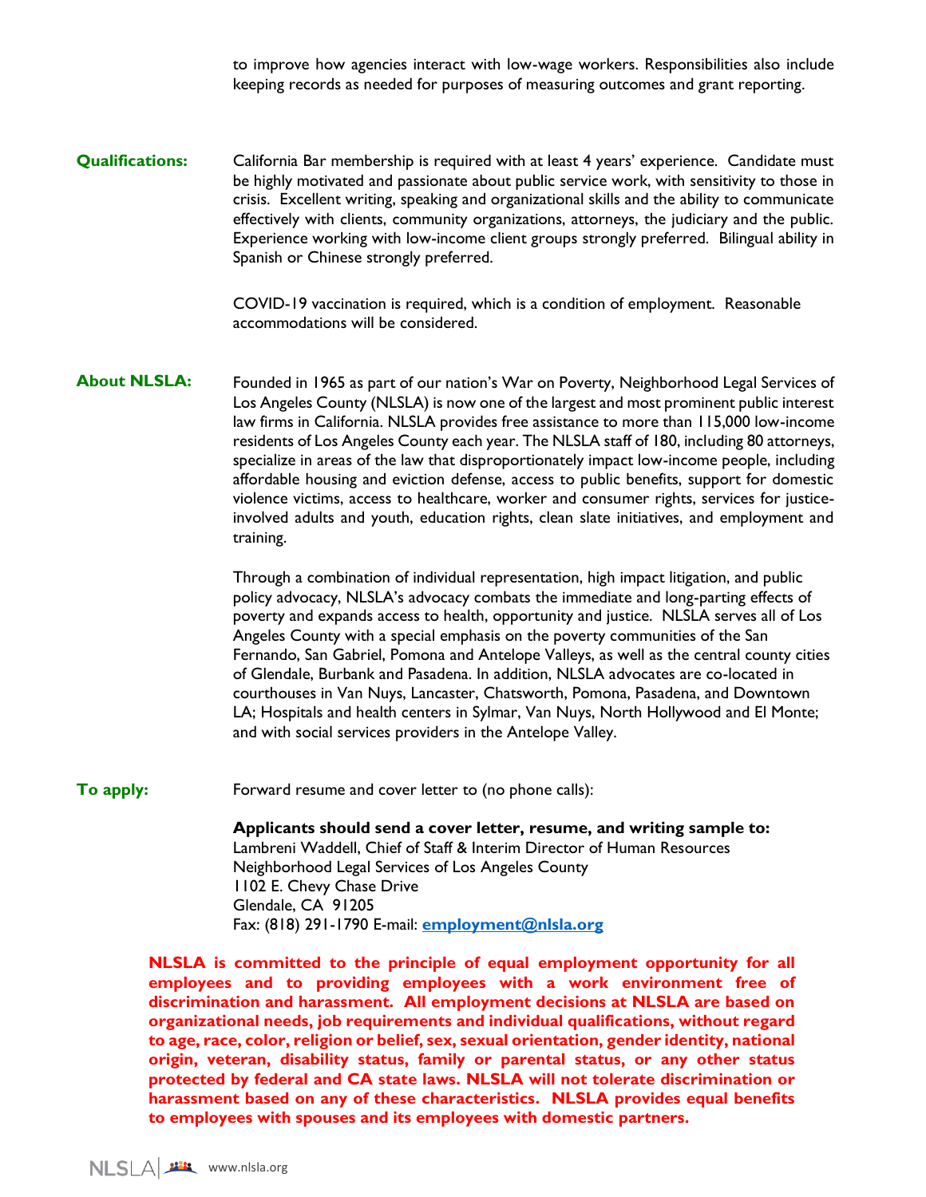to improve how agencies interact with low-wage workers. Responsibilities also include keeping records as needed for purposes of measuring outcomes and grant reporting.

**Qualifications:** California Bar membership is required with at least 4 years' experience. Candidate must be highly motivated and passionate about public service work, with sensitivity to those in crisis. Excellent writing, speaking and organizational skills and the ability to communicate effectively with clients, community organizations, attorneys, the judiciary and the public. Experience working with low-income client groups strongly preferred. Bilingual ability in Spanish or Chinese strongly preferred.

COVID-19 vaccination is required, which is a condition of employment. Reasonable accommodations will be considered.

**About NLSLA:** Founded in 1965 as part of our nation's War on Poverty, Neighborhood Legal Services of Los Angeles County (NLSLA) is now one of the largest and most prominent public interest law firms in California. NLSLA provides free assistance to more than 115,000 low-income residents of Los Angeles County each year. The NLSLA staff of 180, including 80 attorneys, specialize in areas of the law that disproportionately impact low-income people, including affordable housing and eviction defense, access to public benefits, support for domestic violence victims, access to healthcare, worker and consumer rights, services for justice-involved adults and youth, education rights, clean slate initiatives, and employment and training.

Through a combination of individual representation, high impact litigation, and public policy advocacy, NLSLA's advocacy combats the immediate and long-parting effects of poverty and expands access to health, opportunity and justice. NLSLA serves all of Los Angeles County with a special emphasis on the poverty communities of the San Fernando, San Gabriel, Pomona and Antelope Valleys, as well as the central county cities of Glendale, Burbank and Pasadena. In addition, NLSLA advocates are co-located in courthouses in Van Nuys, Lancaster, Chatsworth, Pomona, Pasadena, and Downtown LA; Hospitals and health centers in Sylmar, Van Nuys, North Hollywood and El Monte; and with social services providers in the Antelope Valley.

**To apply:** Forward resume and cover letter to (no phone calls):

**Applicants should send a cover letter, resume, and writing sample to:**
Lambreni Waddell, Chief of Staff & Interim Director of Human Resources
Neighborhood Legal Services of Los Angeles County
1102 E. Chevy Chase Drive
Glendale, CA 91205
Fax: (818) 291-1790 E-mail: **employment@nlsla.org**

**NLSLA is committed to the principle of equal employment opportunity for all employees and to providing employees with a work environment free of discrimination and harassment. All employment decisions at NLSLA are based on organizational needs, job requirements and individual qualifications, without regard to age, race, color, religion or belief, sex, sexual orientation, gender identity, national origin, veteran, disability status, family or parental status, or any other status protected by federal and CA state laws. NLSLA will not tolerate discrimination or harassment based on any of these characteristics. NLSLA provides equal benefits to employees with spouses and its employees with domestic partners.**